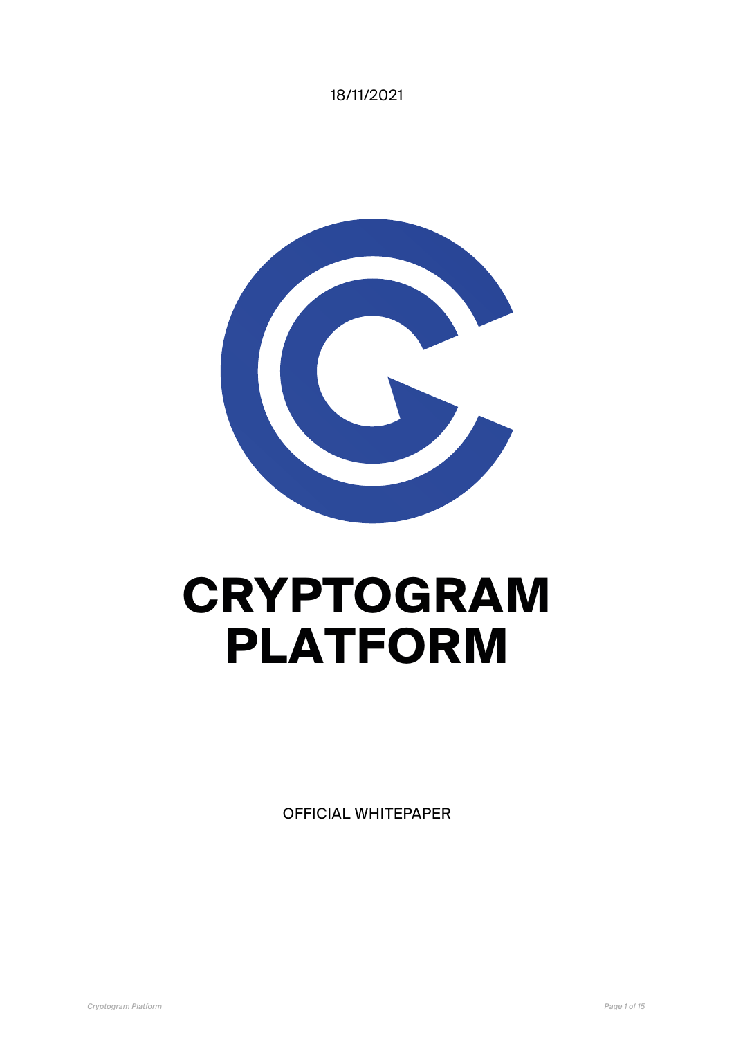18/11/2021

# CRYPTOGRAM PLATFORM

OFFICIAL WHITEPAPER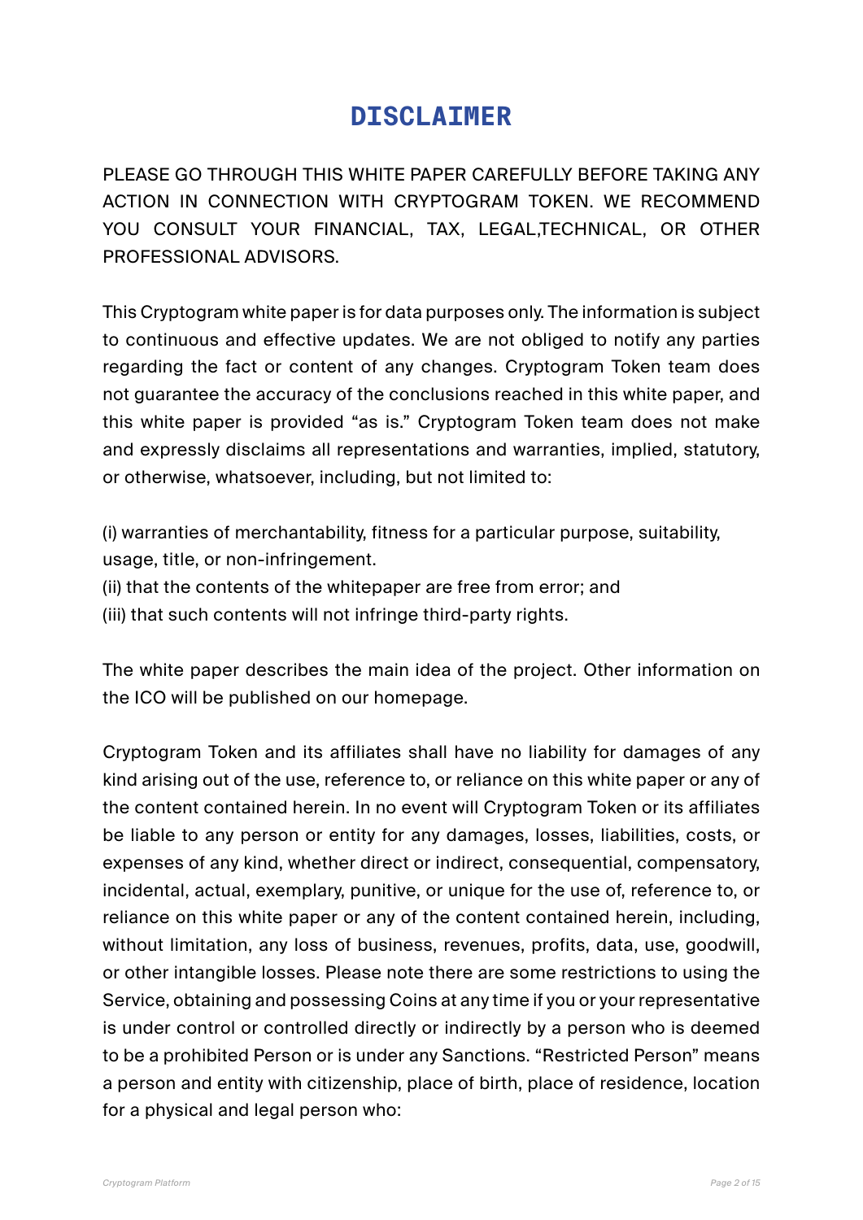# DISCLAIMER

PLEASE GO THROUGH THIS WHITE PAPER CAREFULLY BEFORE TAKING ANY ACTION IN CONNECTION WITH CRYPTOGRAM TOKEN. WE RECOMMEND YOU CONSULT YOUR FINANCIAL, TAX, LEGAL,TECHNICAL, OR OTHER PROFESSIONAL ADVISORS.

This Cryptogram white paper is for data purposes only. The information is subject to continuous and effective updates. We are not obliged to notify any parties regarding the fact or content of any changes. Cryptogram Token team does not guarantee the accuracy of the conclusions reached in this white paper, and this white paper is provided "as is." Cryptogram Token team does not make and expressly disclaims all representations and warranties, implied, statutory, or otherwise, whatsoever, including, but not limited to:

(i) warranties of merchantability, fitness for a particular purpose, suitability, usage, title, or non-infringement.
(ii) that the contents of the whitepaper are free from error; and
(iii) that such contents will not infringe third-party rights.

The white paper describes the main idea of the project. Other information on the ICO will be published on our homepage.

Cryptogram Token and its affiliates shall have no liability for damages of any kind arising out of the use, reference to, or reliance on this white paper or any of the content contained herein. In no event will Cryptogram Token or its affiliates be liable to any person or entity for any damages, losses, liabilities, costs, or expenses of any kind, whether direct or indirect, consequential, compensatory, incidental, actual, exemplary, punitive, or unique for the use of, reference to, or reliance on this white paper or any of the content contained herein, including, without limitation, any loss of business, revenues, profits, data, use, goodwill, or other intangible losses. Please note there are some restrictions to using the Service, obtaining and possessing Coins at any time if you or your representative is under control or controlled directly or indirectly by a person who is deemed to be a prohibited Person or is under any Sanctions. "Restricted Person" means a person and entity with citizenship, place of birth, place of residence, location for a physical and legal person who: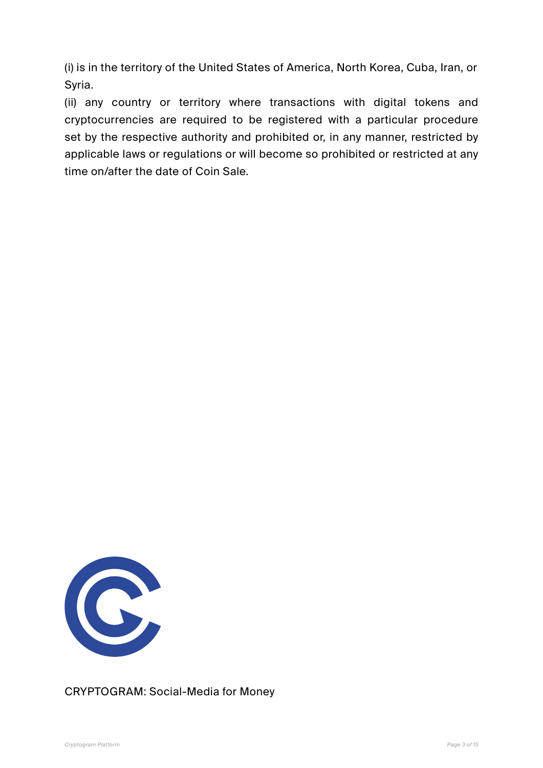(i) is in the territory of the United States of America, North Korea, Cuba, Iran, or Syria.

(ii) any country or territory where transactions with digital tokens and cryptocurrencies are required to be registered with a particular procedure set by the respective authority and prohibited or, in any manner, restricted by applicable laws or regulations or will become so prohibited or restricted at any time on/after the date of Coin Sale.

CRYPTOGRAM: Social-Media for Money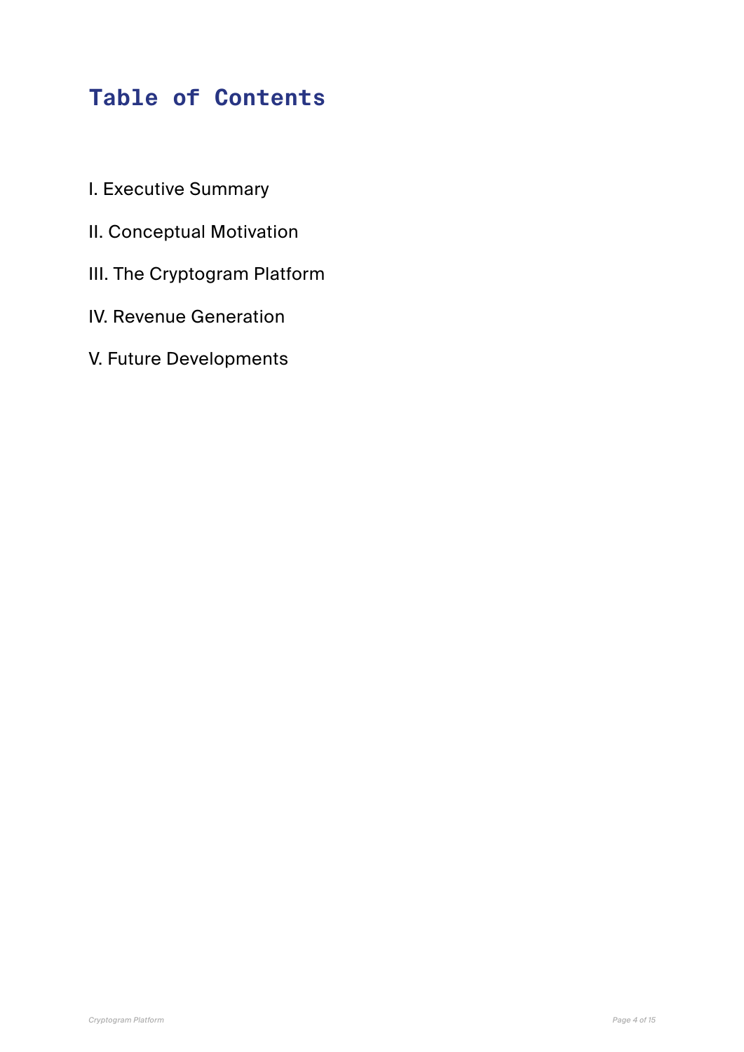# Table of Contents

I. Executive Summary

II. Conceptual Motivation

III. The Cryptogram Platform

IV. Revenue Generation

V. Future Developments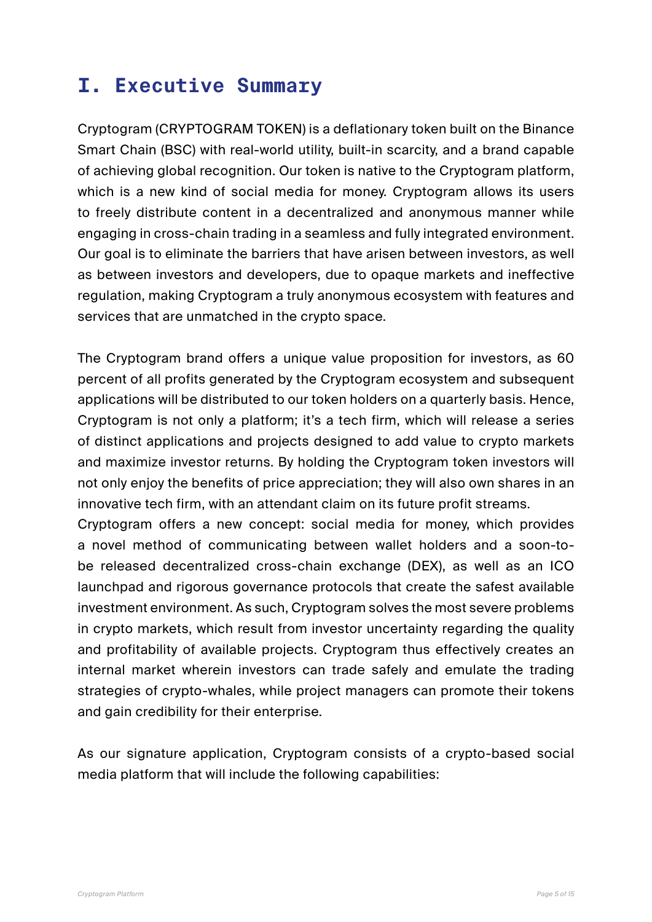# I. Executive Summary

Cryptogram (CRYPTOGRAM TOKEN) is a deflationary token built on the Binance Smart Chain (BSC) with real-world utility, built-in scarcity, and a brand capable of achieving global recognition. Our token is native to the Cryptogram platform, which is a new kind of social media for money. Cryptogram allows its users to freely distribute content in a decentralized and anonymous manner while engaging in cross-chain trading in a seamless and fully integrated environment. Our goal is to eliminate the barriers that have arisen between investors, as well as between investors and developers, due to opaque markets and ineffective regulation, making Cryptogram a truly anonymous ecosystem with features and services that are unmatched in the crypto space.

The Cryptogram brand offers a unique value proposition for investors, as 60 percent of all profits generated by the Cryptogram ecosystem and subsequent applications will be distributed to our token holders on a quarterly basis. Hence, Cryptogram is not only a platform; it's a tech firm, which will release a series of distinct applications and projects designed to add value to crypto markets and maximize investor returns. By holding the Cryptogram token investors will not only enjoy the benefits of price appreciation; they will also own shares in an innovative tech firm, with an attendant claim on its future profit streams.

Cryptogram offers a new concept: social media for money, which provides a novel method of communicating between wallet holders and a soon-to-be released decentralized cross-chain exchange (DEX), as well as an ICO launchpad and rigorous governance protocols that create the safest available investment environment. As such, Cryptogram solves the most severe problems in crypto markets, which result from investor uncertainty regarding the quality and profitability of available projects. Cryptogram thus effectively creates an internal market wherein investors can trade safely and emulate the trading strategies of crypto-whales, while project managers can promote their tokens and gain credibility for their enterprise.

As our signature application, Cryptogram consists of a crypto-based social media platform that will include the following capabilities: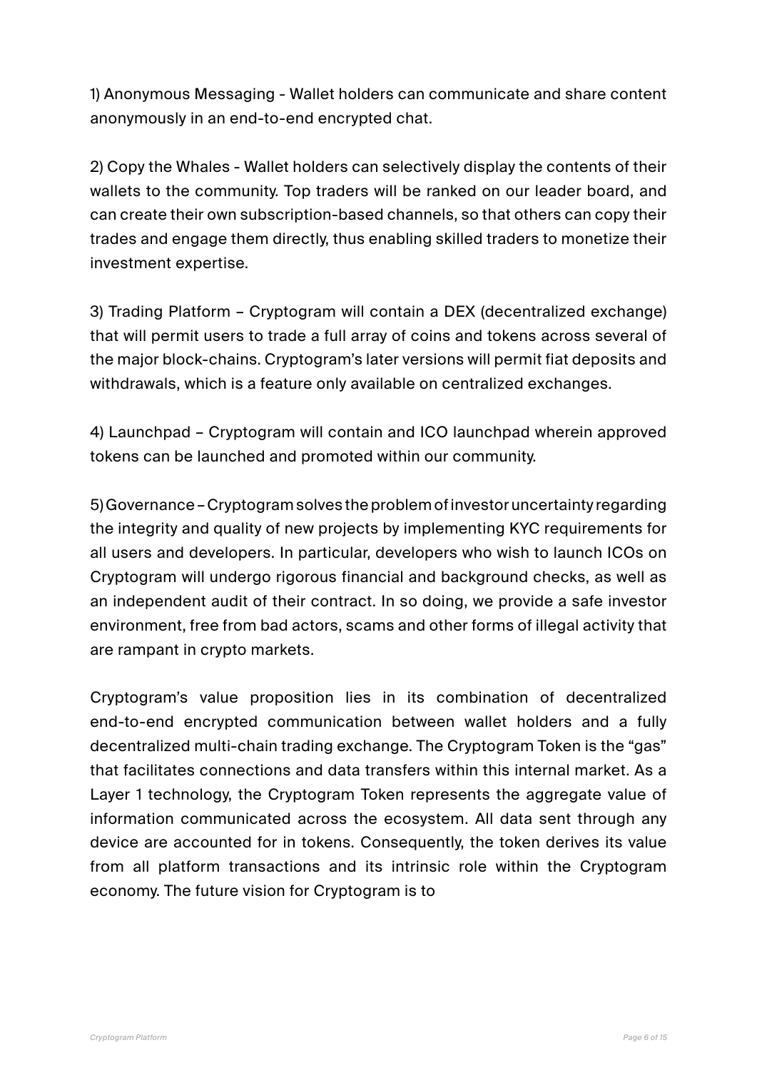1) Anonymous Messaging - Wallet holders can communicate and share content anonymously in an end-to-end encrypted chat.

2) Copy the Whales - Wallet holders can selectively display the contents of their wallets to the community. Top traders will be ranked on our leader board, and can create their own subscription-based channels, so that others can copy their trades and engage them directly, thus enabling skilled traders to monetize their investment expertise.

3) Trading Platform – Cryptogram will contain a DEX (decentralized exchange) that will permit users to trade a full array of coins and tokens across several of the major block-chains. Cryptogram's later versions will permit fiat deposits and withdrawals, which is a feature only available on centralized exchanges.

4) Launchpad – Cryptogram will contain and ICO launchpad wherein approved tokens can be launched and promoted within our community.

5) Governance – Cryptogram solves the problem of investor uncertainty regarding the integrity and quality of new projects by implementing KYC requirements for all users and developers. In particular, developers who wish to launch ICOs on Cryptogram will undergo rigorous financial and background checks, as well as an independent audit of their contract. In so doing, we provide a safe investor environment, free from bad actors, scams and other forms of illegal activity that are rampant in crypto markets.

Cryptogram's value proposition lies in its combination of decentralized end-to-end encrypted communication between wallet holders and a fully decentralized multi-chain trading exchange. The Cryptogram Token is the "gas" that facilitates connections and data transfers within this internal market. As a Layer 1 technology, the Cryptogram Token represents the aggregate value of information communicated across the ecosystem. All data sent through any device are accounted for in tokens. Consequently, the token derives its value from all platform transactions and its intrinsic role within the Cryptogram economy. The future vision for Cryptogram is to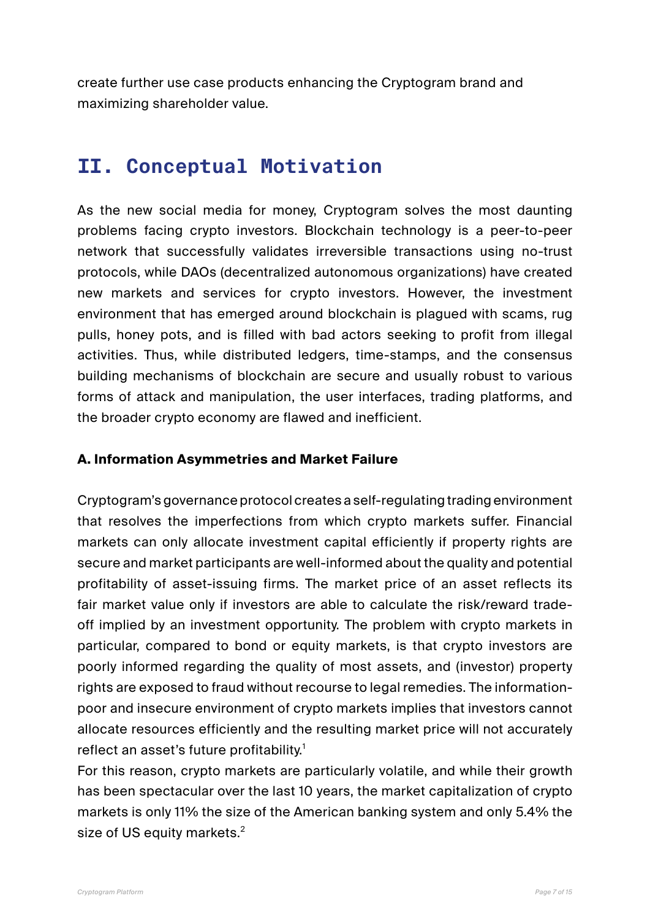create further use case products enhancing the Cryptogram brand and maximizing shareholder value.

## II. Conceptual Motivation

As the new social media for money, Cryptogram solves the most daunting problems facing crypto investors. Blockchain technology is a peer-to-peer network that successfully validates irreversible transactions using no-trust protocols, while DAOs (decentralized autonomous organizations) have created new markets and services for crypto investors. However, the investment environment that has emerged around blockchain is plagued with scams, rug pulls, honey pots, and is filled with bad actors seeking to profit from illegal activities. Thus, while distributed ledgers, time-stamps, and the consensus building mechanisms of blockchain are secure and usually robust to various forms of attack and manipulation, the user interfaces, trading platforms, and the broader crypto economy are flawed and inefficient.

### A. Information Asymmetries and Market Failure

Cryptogram's governance protocol creates a self-regulating trading environment that resolves the imperfections from which crypto markets suffer. Financial markets can only allocate investment capital efficiently if property rights are secure and market participants are well-informed about the quality and potential profitability of asset-issuing firms. The market price of an asset reflects its fair market value only if investors are able to calculate the risk/reward trade-off implied by an investment opportunity. The problem with crypto markets in particular, compared to bond or equity markets, is that crypto investors are poorly informed regarding the quality of most assets, and (investor) property rights are exposed to fraud without recourse to legal remedies. The information-poor and insecure environment of crypto markets implies that investors cannot allocate resources efficiently and the resulting market price will not accurately reflect an asset's future profitability.[1]

For this reason, crypto markets are particularly volatile, and while their growth has been spectacular over the last 10 years, the market capitalization of crypto markets is only 11% the size of the American banking system and only 5.4% the size of US equity markets.[2]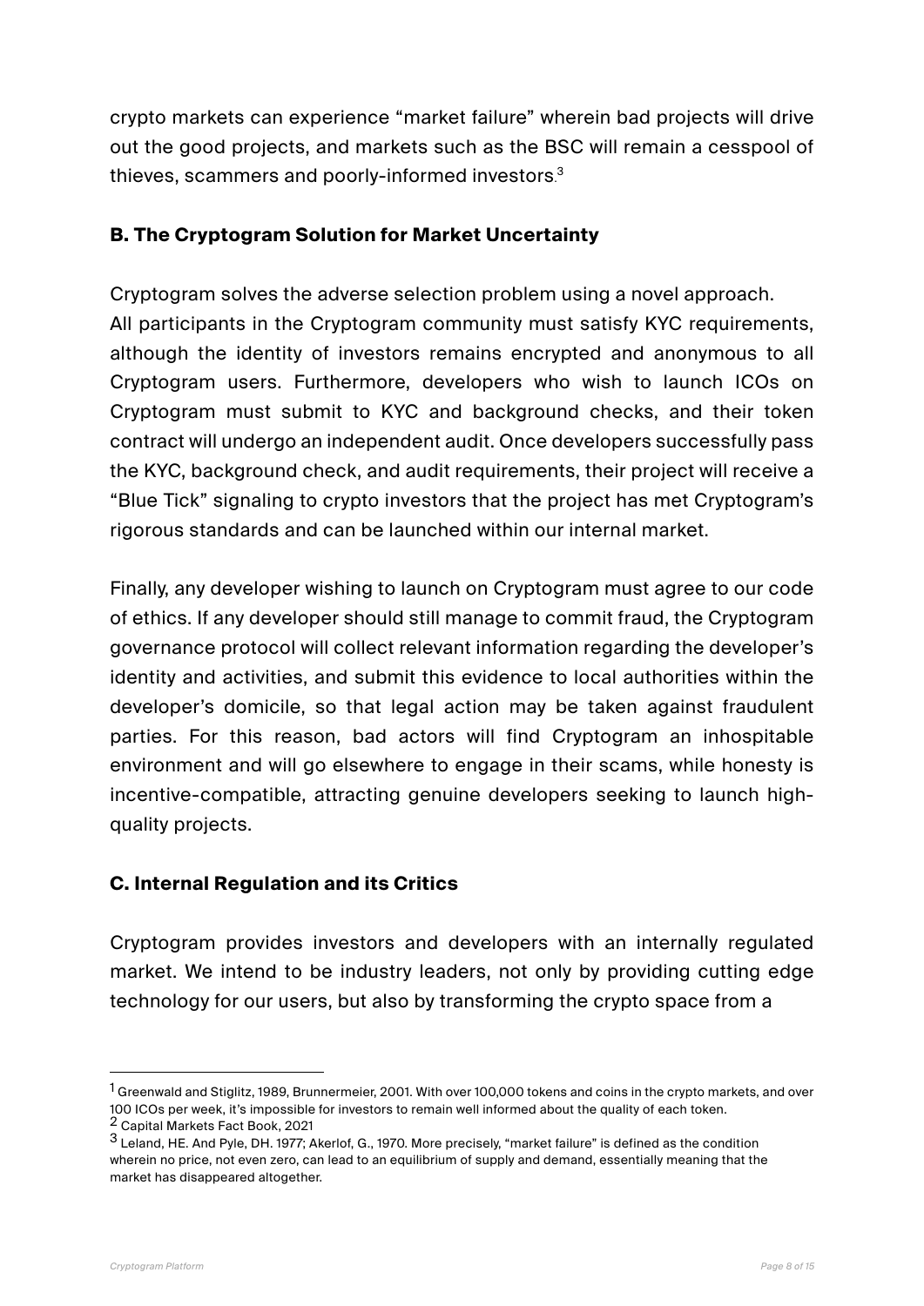crypto markets can experience "market failure" wherein bad projects will drive out the good projects, and markets such as the BSC will remain a cesspool of thieves, scammers and poorly-informed investors.[3]

### B. The Cryptogram Solution for Market Uncertainty

Cryptogram solves the adverse selection problem using a novel approach. All participants in the Cryptogram community must satisfy KYC requirements, although the identity of investors remains encrypted and anonymous to all Cryptogram users. Furthermore, developers who wish to launch ICOs on Cryptogram must submit to KYC and background checks, and their token contract will undergo an independent audit. Once developers successfully pass the KYC, background check, and audit requirements, their project will receive a "Blue Tick" signaling to crypto investors that the project has met Cryptogram's rigorous standards and can be launched within our internal market.

Finally, any developer wishing to launch on Cryptogram must agree to our code of ethics. If any developer should still manage to commit fraud, the Cryptogram governance protocol will collect relevant information regarding the developer's identity and activities, and submit this evidence to local authorities within the developer's domicile, so that legal action may be taken against fraudulent parties. For this reason, bad actors will find Cryptogram an inhospitable environment and will go elsewhere to engage in their scams, while honesty is incentive-compatible, attracting genuine developers seeking to launch high-quality projects.

### C. Internal Regulation and its Critics

Cryptogram provides investors and developers with an internally regulated market. We intend to be industry leaders, not only by providing cutting edge technology for our users, but also by transforming the crypto space from a

---

[1] Greenwald and Stiglitz, 1989, Brunnermeier, 2001. With over 100,000 tokens and coins in the crypto markets, and over 100 ICOs per week, it's impossible for investors to remain well informed about the quality of each token.

[2] Capital Markets Fact Book, 2021

[3] Leland, HE. And Pyle, DH. 1977; Akerlof, G., 1970. More precisely, "market failure" is defined as the condition wherein no price, not even zero, can lead to an equilibrium of supply and demand, essentially meaning that the market has disappeared altogether.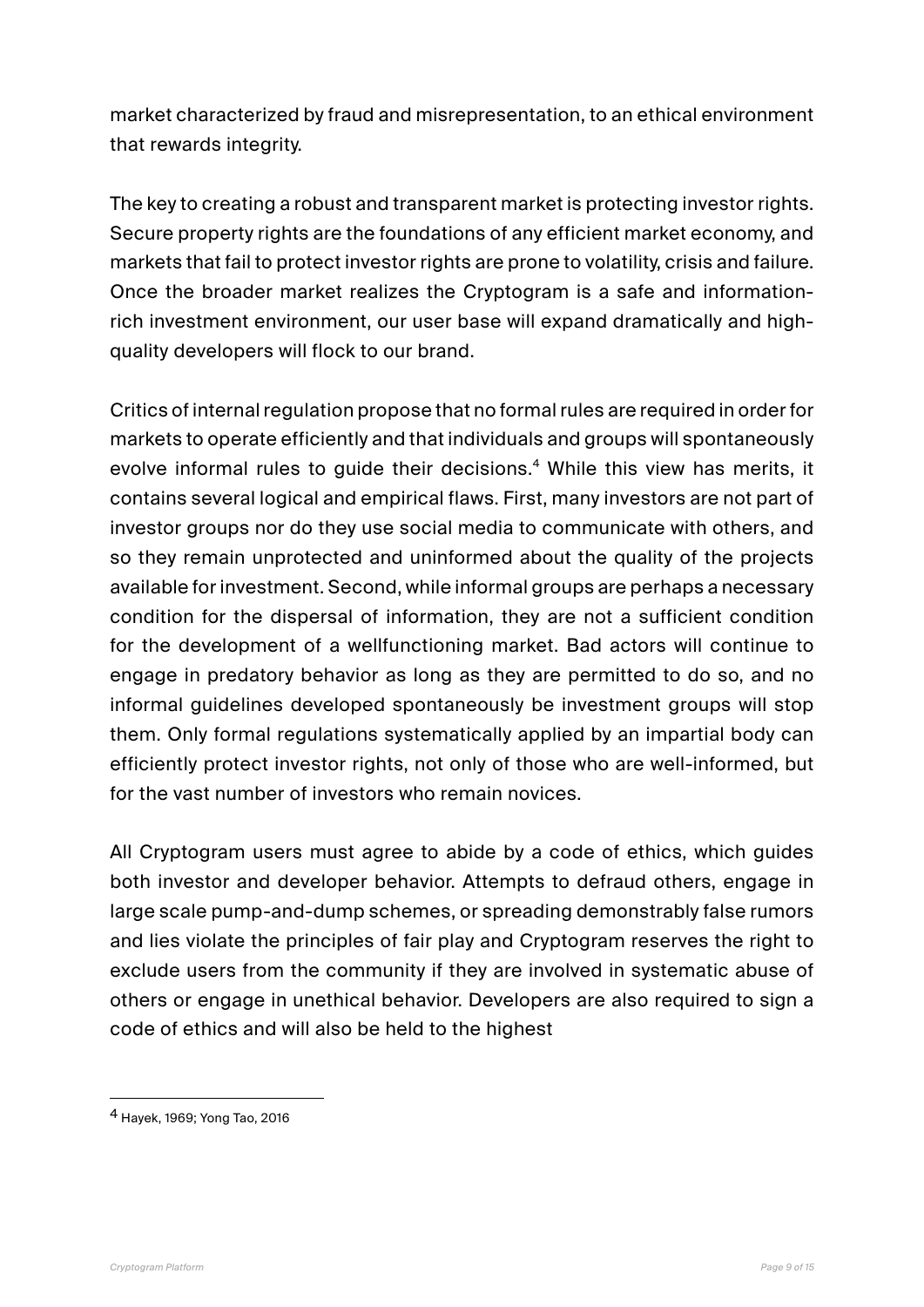market characterized by fraud and misrepresentation, to an ethical environment that rewards integrity.

The key to creating a robust and transparent market is protecting investor rights. Secure property rights are the foundations of any efficient market economy, and markets that fail to protect investor rights are prone to volatility, crisis and failure. Once the broader market realizes the Cryptogram is a safe and information-rich investment environment, our user base will expand dramatically and high-quality developers will flock to our brand.

Critics of internal regulation propose that no formal rules are required in order for markets to operate efficiently and that individuals and groups will spontaneously evolve informal rules to guide their decisions.[4] While this view has merits, it contains several logical and empirical flaws. First, many investors are not part of investor groups nor do they use social media to communicate with others, and so they remain unprotected and uninformed about the quality of the projects available for investment. Second, while informal groups are perhaps a necessary condition for the dispersal of information, they are not a sufficient condition for the development of a wellfunctioning market. Bad actors will continue to engage in predatory behavior as long as they are permitted to do so, and no informal guidelines developed spontaneously be investment groups will stop them. Only formal regulations systematically applied by an impartial body can efficiently protect investor rights, not only of those who are well-informed, but for the vast number of investors who remain novices.

All Cryptogram users must agree to abide by a code of ethics, which guides both investor and developer behavior. Attempts to defraud others, engage in large scale pump-and-dump schemes, or spreading demonstrably false rumors and lies violate the principles of fair play and Cryptogram reserves the right to exclude users from the community if they are involved in systematic abuse of others or engage in unethical behavior. Developers are also required to sign a code of ethics and will also be held to the highest

---

[4] Hayek, 1969; Yong Tao, 2016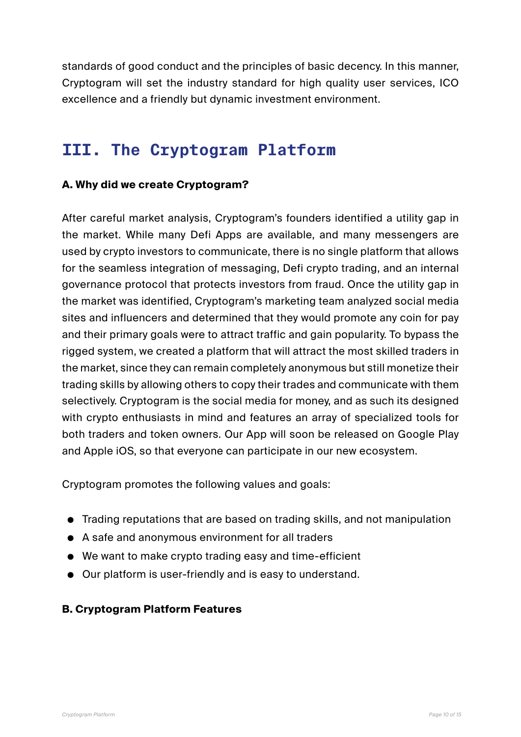standards of good conduct and the principles of basic decency. In this manner, Cryptogram will set the industry standard for high quality user services, ICO excellence and a friendly but dynamic investment environment.

# III. The Cryptogram Platform

### A. Why did we create Cryptogram?

After careful market analysis, Cryptogram's founders identified a utility gap in the market. While many Defi Apps are available, and many messengers are used by crypto investors to communicate, there is no single platform that allows for the seamless integration of messaging, Defi crypto trading, and an internal governance protocol that protects investors from fraud. Once the utility gap in the market was identified, Cryptogram's marketing team analyzed social media sites and influencers and determined that they would promote any coin for pay and their primary goals were to attract traffic and gain popularity. To bypass the rigged system, we created a platform that will attract the most skilled traders in the market, since they can remain completely anonymous but still monetize their trading skills by allowing others to copy their trades and communicate with them selectively. Cryptogram is the social media for money, and as such its designed with crypto enthusiasts in mind and features an array of specialized tools for both traders and token owners. Our App will soon be released on Google Play and Apple iOS, so that everyone can participate in our new ecosystem.

Cryptogram promotes the following values and goals:

- Trading reputations that are based on trading skills, and not manipulation
- A safe and anonymous environment for all traders
- We want to make crypto trading easy and time-efficient
- Our platform is user-friendly and is easy to understand.

### B. Cryptogram Platform Features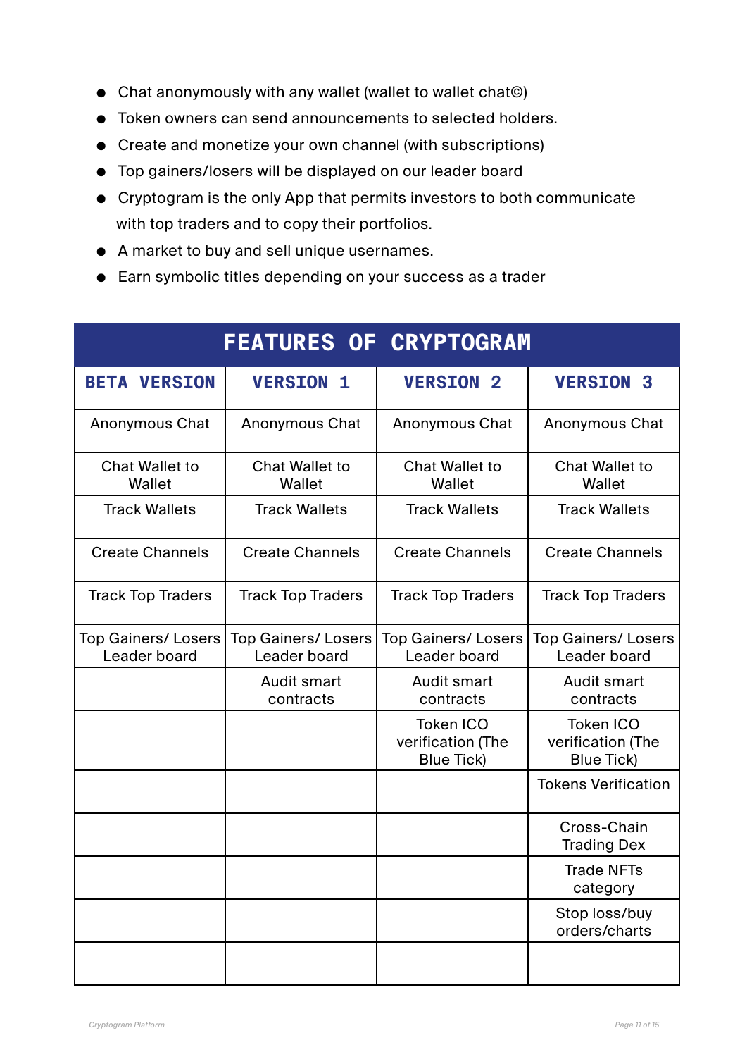- Chat anonymously with any wallet (wallet to wallet chat©)
- Token owners can send announcements to selected holders.
- Create and monetize your own channel (with subscriptions)
- Top gainers/losers will be displayed on our leader board
- Cryptogram is the only App that permits investors to both communicate with top traders and to copy their portfolios.
- A market to buy and sell unique usernames.
- Earn symbolic titles depending on your success as a trader

| **FEATURES OF CRYPTOGRAM** | | | |
|---|---|---|---|
| **BETA VERSION** | **VERSION 1** | **VERSION 2** | **VERSION 3** |
| Anonymous Chat | Anonymous Chat | Anonymous Chat | Anonymous Chat |
| Chat Wallet to Wallet | Chat Wallet to Wallet | Chat Wallet to Wallet | Chat Wallet to Wallet |
| Track Wallets | Track Wallets | Track Wallets | Track Wallets |
| Create Channels | Create Channels | Create Channels | Create Channels |
| Track Top Traders | Track Top Traders | Track Top Traders | Track Top Traders |
| Top Gainers/ Losers Leader board | Top Gainers/ Losers Leader board | Top Gainers/ Losers Leader board | Top Gainers/ Losers Leader board |
| | Audit smart contracts | Audit smart contracts | Audit smart contracts |
| | | Token ICO verification (The Blue Tick) | Token ICO verification (The Blue Tick) |
| | | | Tokens Verification |
| | | | Cross-Chain Trading Dex |
| | | | Trade NFTs category |
| | | | Stop loss/buy orders/charts |
| | | | |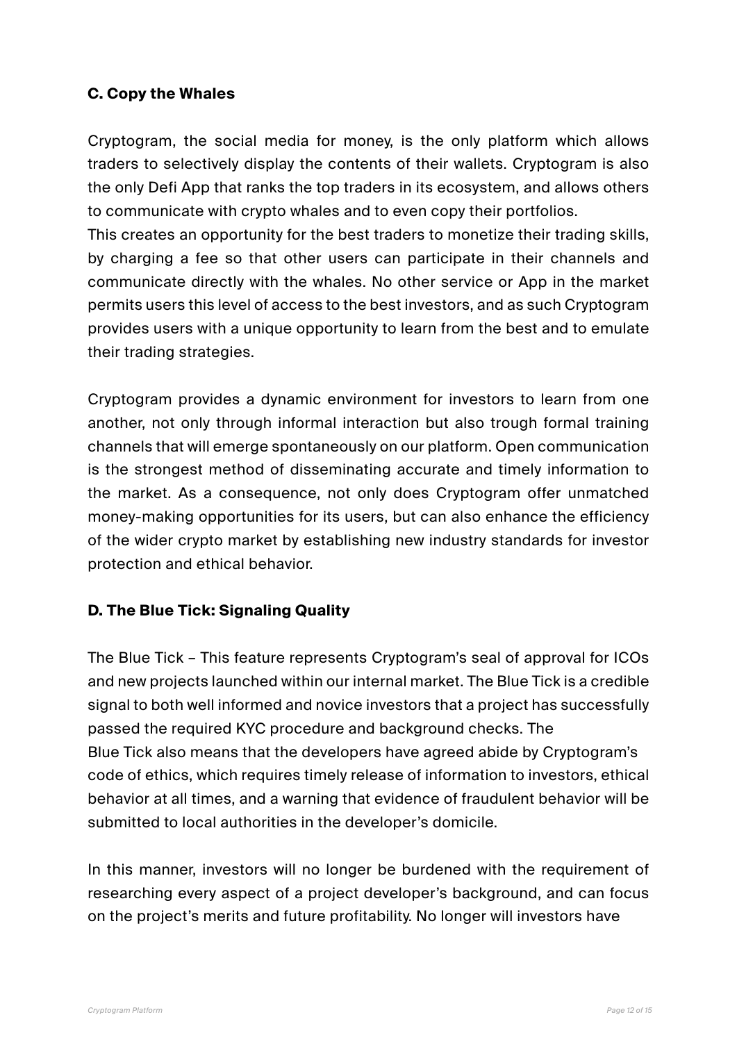### C. Copy the Whales

Cryptogram, the social media for money, is the only platform which allows traders to selectively display the contents of their wallets. Cryptogram is also the only Defi App that ranks the top traders in its ecosystem, and allows others to communicate with crypto whales and to even copy their portfolios.
This creates an opportunity for the best traders to monetize their trading skills, by charging a fee so that other users can participate in their channels and communicate directly with the whales. No other service or App in the market permits users this level of access to the best investors, and as such Cryptogram provides users with a unique opportunity to learn from the best and to emulate their trading strategies.

Cryptogram provides a dynamic environment for investors to learn from one another, not only through informal interaction but also trough formal training channels that will emerge spontaneously on our platform. Open communication is the strongest method of disseminating accurate and timely information to the market. As a consequence, not only does Cryptogram offer unmatched money-making opportunities for its users, but can also enhance the efficiency of the wider crypto market by establishing new industry standards for investor protection and ethical behavior.

### D. The Blue Tick: Signaling Quality

The Blue Tick – This feature represents Cryptogram's seal of approval for ICOs and new projects launched within our internal market. The Blue Tick is a credible signal to both well informed and novice investors that a project has successfully passed the required KYC procedure and background checks. The Blue Tick also means that the developers have agreed abide by Cryptogram's code of ethics, which requires timely release of information to investors, ethical behavior at all times, and a warning that evidence of fraudulent behavior will be submitted to local authorities in the developer's domicile.

In this manner, investors will no longer be burdened with the requirement of researching every aspect of a project developer's background, and can focus on the project's merits and future profitability. No longer will investors have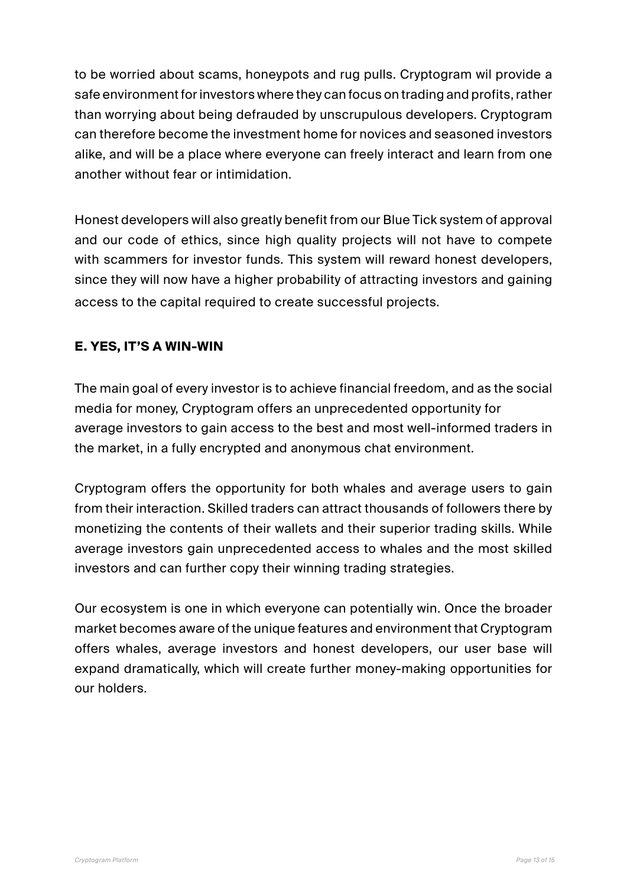to be worried about scams, honeypots and rug pulls. Cryptogram wil provide a safe environment for investors where they can focus on trading and profits, rather than worrying about being defrauded by unscrupulous developers. Cryptogram can therefore become the investment home for novices and seasoned investors alike, and will be a place where everyone can freely interact and learn from one another without fear or intimidation.

Honest developers will also greatly benefit from our Blue Tick system of approval and our code of ethics, since high quality projects will not have to compete with scammers for investor funds. This system will reward honest developers, since they will now have a higher probability of attracting investors and gaining access to the capital required to create successful projects.

## E. YES, IT'S A WIN-WIN

The main goal of every investor is to achieve financial freedom, and as the social media for money, Cryptogram offers an unprecedented opportunity for average investors to gain access to the best and most well-informed traders in the market, in a fully encrypted and anonymous chat environment.

Cryptogram offers the opportunity for both whales and average users to gain from their interaction. Skilled traders can attract thousands of followers there by monetizing the contents of their wallets and their superior trading skills. While average investors gain unprecedented access to whales and the most skilled investors and can further copy their winning trading strategies.

Our ecosystem is one in which everyone can potentially win. Once the broader market becomes aware of the unique features and environment that Cryptogram offers whales, average investors and honest developers, our user base will expand dramatically, which will create further money-making opportunities for our holders.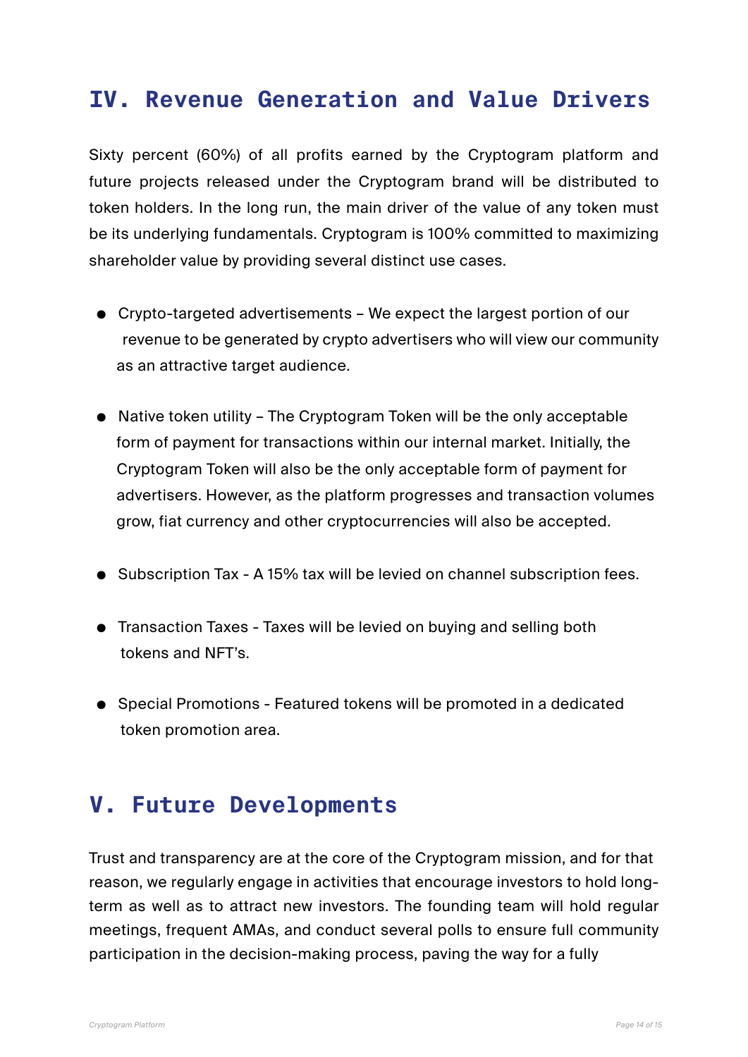## IV. Revenue Generation and Value Drivers

Sixty percent (60%) of all profits earned by the Cryptogram platform and future projects released under the Cryptogram brand will be distributed to token holders. In the long run, the main driver of the value of any token must be its underlying fundamentals. Cryptogram is 100% committed to maximizing shareholder value by providing several distinct use cases.

- Crypto-targeted advertisements – We expect the largest portion of our revenue to be generated by crypto advertisers who will view our community as an attractive target audience.

- Native token utility – The Cryptogram Token will be the only acceptable form of payment for transactions within our internal market. Initially, the Cryptogram Token will also be the only acceptable form of payment for advertisers. However, as the platform progresses and transaction volumes grow, fiat currency and other cryptocurrencies will also be accepted.

- Subscription Tax - A 15% tax will be levied on channel subscription fees.

- Transaction Taxes - Taxes will be levied on buying and selling both tokens and NFT's.

- Special Promotions - Featured tokens will be promoted in a dedicated token promotion area.

## V. Future Developments

Trust and transparency are at the core of the Cryptogram mission, and for that reason, we regularly engage in activities that encourage investors to hold long-term as well as to attract new investors. The founding team will hold regular meetings, frequent AMAs, and conduct several polls to ensure full community participation in the decision-making process, paving the way for a fully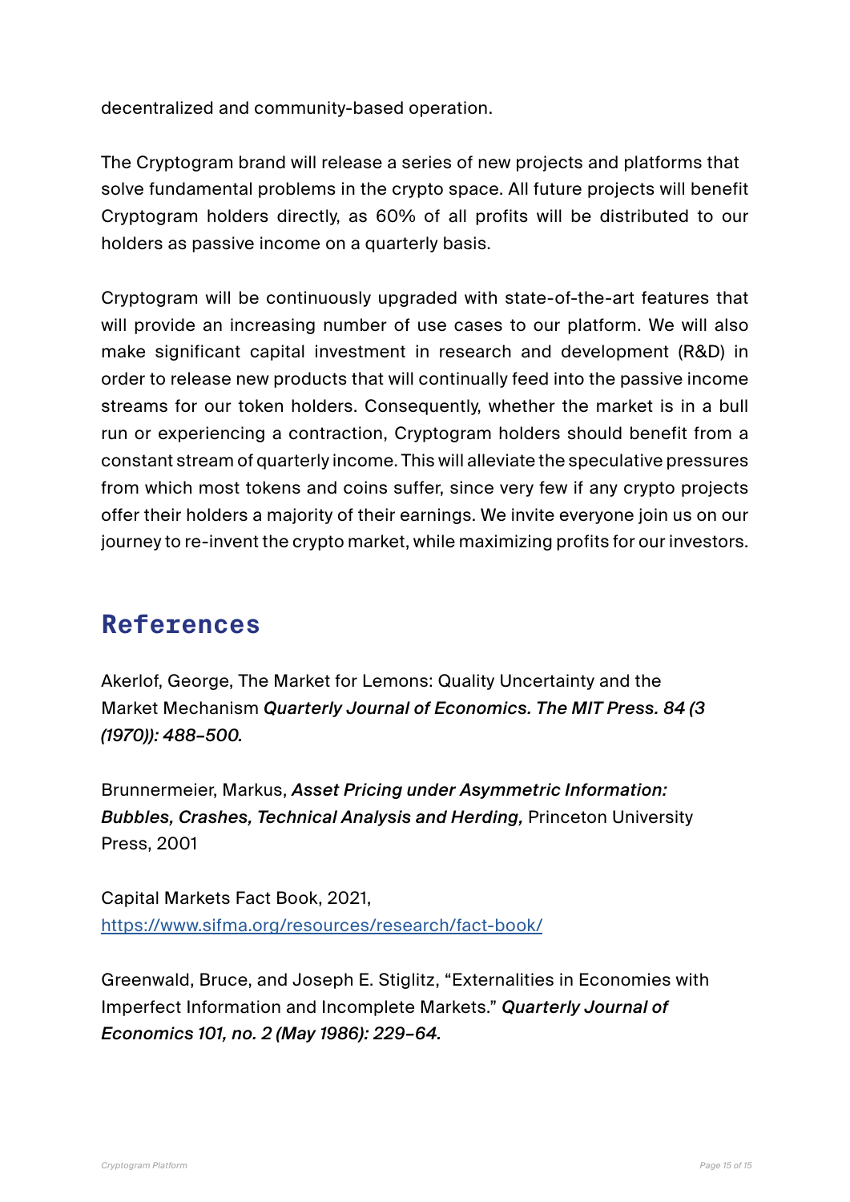decentralized and community-based operation.

The Cryptogram brand will release a series of new projects and platforms that solve fundamental problems in the crypto space. All future projects will benefit Cryptogram holders directly, as 60% of all profits will be distributed to our holders as passive income on a quarterly basis.

Cryptogram will be continuously upgraded with state-of-the-art features that will provide an increasing number of use cases to our platform. We will also make significant capital investment in research and development (R&D) in order to release new products that will continually feed into the passive income streams for our token holders. Consequently, whether the market is in a bull run or experiencing a contraction, Cryptogram holders should benefit from a constant stream of quarterly income. This will alleviate the speculative pressures from which most tokens and coins suffer, since very few if any crypto projects offer their holders a majority of their earnings. We invite everyone join us on our journey to re-invent the crypto market, while maximizing profits for our investors.

## References

Akerlof, George, The Market for Lemons: Quality Uncertainty and the Market Mechanism ***Quarterly Journal of Economics. The MIT Press. 84 (3 (1970)): 488–500.***

Brunnermeier, Markus, ***Asset Pricing under Asymmetric Information: Bubbles, Crashes, Technical Analysis and Herding,*** Princeton University Press, 2001

Capital Markets Fact Book, 2021, https://www.sifma.org/resources/research/fact-book/

Greenwald, Bruce, and Joseph E. Stiglitz, "Externalities in Economies with Imperfect Information and Incomplete Markets." ***Quarterly Journal of Economics 101, no. 2 (May 1986): 229–64.***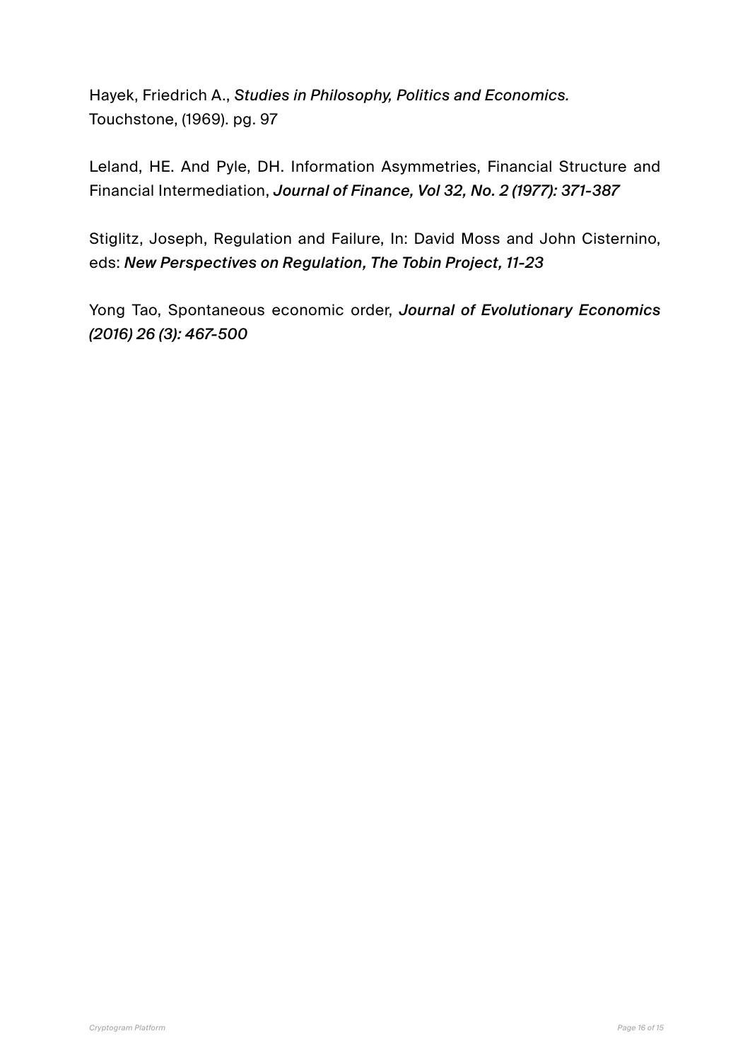Hayek, Friedrich A., *Studies in Philosophy, Politics and Economics.* Touchstone, (1969). pg. 97

Leland, HE. And Pyle, DH. Information Asymmetries, Financial Structure and Financial Intermediation, ***Journal of Finance, Vol 32, No. 2 (1977): 371-387***

Stiglitz, Joseph, Regulation and Failure, In: David Moss and John Cisternino, eds: ***New Perspectives on Regulation, The Tobin Project, 11-23***

Yong Tao, Spontaneous economic order, ***Journal of Evolutionary Economics (2016) 26 (3): 467-500***